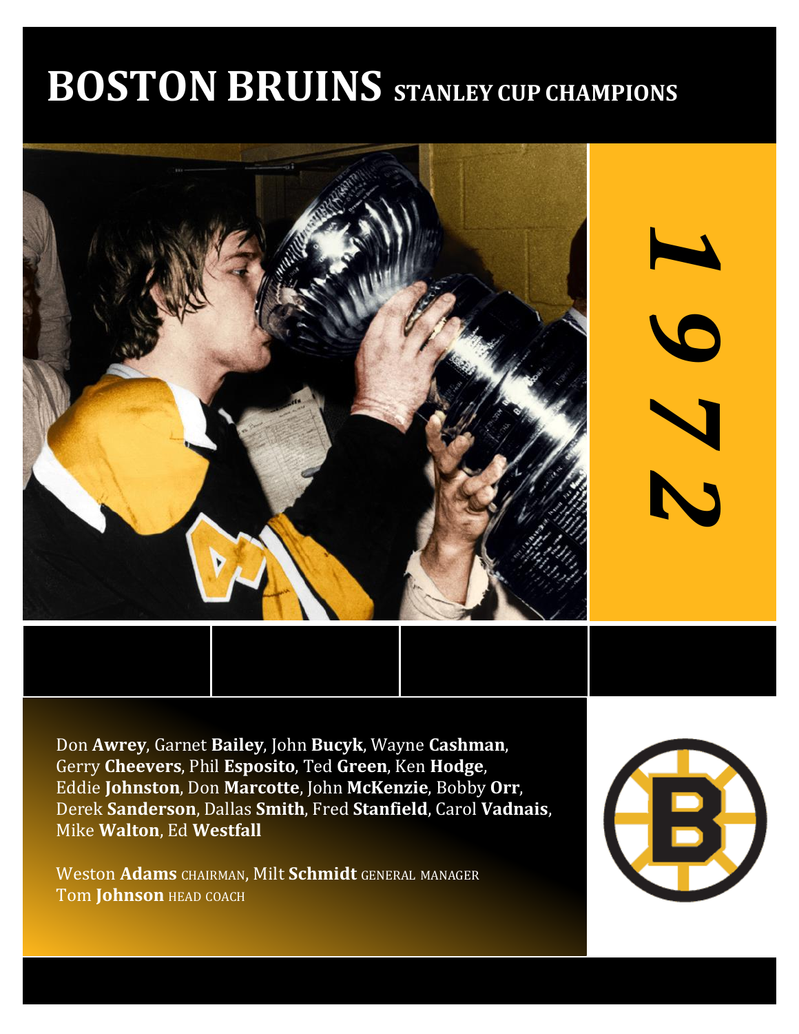# BOSTON BRUINS STANLEY CUP CHAMPIONS

1972

Don **Awrey**, Garnet **Bailey**, John **Bucyk**, Wayne **Cashman**, Gerry **Cheevers**, Phil **Esposito**, Ted **Green**, Ken **Hodge**, Eddie **Johnston**, Don **Marcotte**, John **McKenzie**, Bobby **Orr**, Derek **Sanderson**, Dallas **Smith**, Fred **Stanfield**, Carol **Vadnais**, Mike **Walton**, Ed **Westfall**

Weston **Adams** CHAIRMAN, Milt **Schmidt** GENERAL MANAGER
Tom **Johnson** HEAD COACH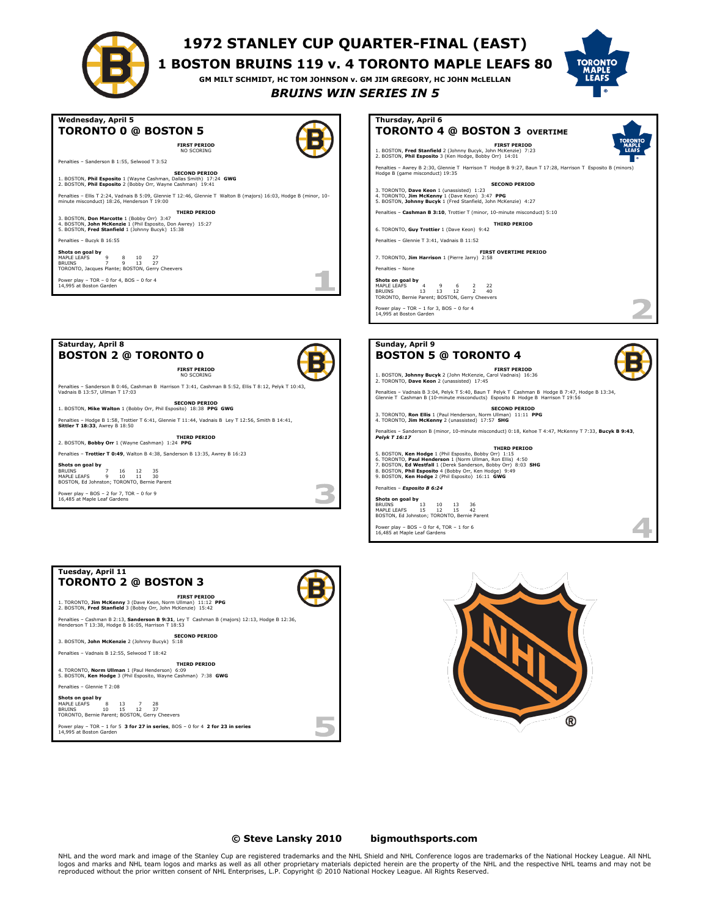# 1972 STANLEY CUP QUARTER-FINAL (EAST)

## 1 BOSTON BRUINS 119 v. 4 TORONTO MAPLE LEAFS 80

**GM MILT SCHMIDT, HC TOM JOHNSON v. GM JIM GREGORY, HC JOHN McLELLAN**

***BRUINS WIN SERIES IN 5***

---

### Wednesday, April 5
## TORONTO 0 @ BOSTON 5

**FIRST PERIOD**
NO SCORING

Penalties – Sanderson B 1:55, Selwood T 3:52

**SECOND PERIOD**
1. BOSTON, **Phil Esposito** 1 (Wayne Cashman, Dallas Smith) 17:24 **GWG**
2. BOSTON, **Phil Esposito** 2 (Bobby Orr, Wayne Cashman) 19:41

Penalties – Ellis T 2:24, Vadnais B 5:09, Glennie T 12:46, Glennie T Walton B (majors) 16:03, Hodge B (minor, 10-minute misconduct) 18:26, Henderson T 19:00

**THIRD PERIOD**
3. BOSTON, **Don Marcotte** 1 (Bobby Orr) 3:47
4. BOSTON, **John McKenzie** 1 (Phil Esposito, Don Awrey) 15:27
5. BOSTON, **Fred Stanfield** 1 (Johnny Bucyk) 15:38

Penalties – Bucyk B 16:55

**Shots on goal by**

| | | | | |
|---|---|---|---|---|
| MAPLE LEAFS | 9 | 8 | 10 | 27 |
| BRUINS | 7 | 9 | 13 | 27 |

TORONTO, Jacques Plante; BOSTON, Gerry Cheevers

Power play – TOR – 0 for 4, BOS – 0 for 4
14,995 at Boston Garden

1

---

### Thursday, April 6
## TORONTO 4 @ BOSTON 3 OVERTIME

**FIRST PERIOD**
1. BOSTON, **Fred Stanfield** 2 (Johnny Bucyk, John McKenzie) 7:23
2. BOSTON, **Phil Esposito** 3 (Ken Hodge, Bobby Orr) 14:01

Penalties – Awrey B 2:30, Glennie T Harrison T Hodge B 9:27, Baun T 17:28, Harrison T Esposito B (minors) Hodge B (game misconduct) 19:35

**SECOND PERIOD**
3. TORONTO, **Dave Keon** 1 (unassisted) 1:23
4. TORONTO, **Jim McKenny** 1 (Dave Keon) 3:47 **PPG**
5. BOSTON, **Johnny Bucyk** 1 (Fred Stanfield, John McKenzie) 4:27

Penalties – **Cashman B 3:10**, Trottier T (minor, 10-minute misconduct) 5:10

**THIRD PERIOD**
6. TORONTO, **Guy Trottier** 1 (Dave Keon) 9:42

Penalties – Glennie T 3:41, Vadnais B 11:52

**FIRST OVERTIME PERIOD**
7. TORONTO, **Jim Harrison** 1 (Pierre Jarry) 2:58

Penalties – None

**Shots on goal by**

| | | | | | |
|---|---|---|---|---|---|
| MAPLE LEAFS | 4 | 9 | 6 | 2 | 22 |
| BRUINS | 13 | 13 | 12 | 2 | 40 |

TORONTO, Bernie Parent; BOSTON, Gerry Cheevers

Power play – TOR – 1 for 3, BOS – 0 for 4
14,995 at Boston Garden

2

---

### Saturday, April 8
## BOSTON 2 @ TORONTO 0

**FIRST PERIOD**
NO SCORING

Penalties – Sanderson B 0:46, Cashman B Harrison T 3:41, Cashman B 5:52, Ellis T 8:12, Pelyk T 10:43, Vadnais B 13:57, Ullman T 17:03

**SECOND PERIOD**
1. BOSTON, **Mike Walton** 1 (Bobby Orr, Phil Esposito) 18:38 **PPG GWG**

Penalties – Hodge B 1:58, Trottier T 6:41, Glennie T 11:44, Vadnais B Ley T 12:56, Smith B 14:41, **Sittler T 18:33**, Awrey B 18:50

**THIRD PERIOD**
2. BOSTON, **Bobby Orr** 1 (Wayne Cashman) 1:24 **PPG**

Penalties – **Trottier T 0:49**, Walton B 4:38, Sanderson B 13:35, Awrey B 16:23

**Shots on goal by**

| | | | | |
|---|---|---|---|---|
| BRUINS | 7 | 16 | 12 | 35 |
| MAPLE LEAFS | 9 | 10 | 11 | 30 |

BOSTON, Ed Johnston; TORONTO, Bernie Parent

Power play – BOS – 2 for 7, TOR – 0 for 9
16,485 at Maple Leaf Gardens

3

---

### Sunday, April 9
## BOSTON 5 @ TORONTO 4

**FIRST PERIOD**
1. BOSTON, **Johnny Bucyk** 2 (John McKenzie, Carol Vadnais) 16:36
2. TORONTO, **Dave Keon** 2 (unassisted) 17:45

Penalties – Vadnais B 3:04, Pelyk T 5:40, Baun T Pelyk T Cashman B Hodge B 7:47, Hodge B 13:34, Glennie T Cashman B (10-minute misconducts) Esposito B Hodge B Harrison T 19:56

**SECOND PERIOD**
3. TORONTO, **Ron Ellis** 1 (Paul Henderson, Norm Ullman) 11:11 **PPG**
4. TORONTO, **Jim McKenny** 2 (unassisted) 17:57 **SHG**

Penalties – Sanderson B (minor, 10-minute misconduct) 0:18, Kehoe T 4:47, McKenny T 7:33, **Bucyk B 9:43**, *Pelyk T 16:17*

**THIRD PERIOD**
5. BOSTON, **Ken Hodge** 1 (Phil Esposito, Bobby Orr) 1:15
6. TORONTO, **Paul Henderson** 1 (Norm Ullman, Ron Ellis) 4:50
7. BOSTON, **Ed Westfall** 1 (Derek Sanderson, Bobby Orr) 8:03 **SHG**
8. BOSTON, **Phil Esposito** 4 (Bobby Orr, Ken Hodge) 9:49
9. BOSTON, **Ken Hodge** 2 (Phil Esposito) 16:11 **GWG**

Penalties – ***Esposito B 6:24***

**Shots on goal by**

| | | | | |
|---|---|---|---|---|
| BRUINS | 13 | 10 | 13 | 36 |
| MAPLE LEAFS | 15 | 12 | 15 | 42 |

BOSTON, Ed Johnston; TORONTO, Bernie Parent

Power play – BOS – 0 for 4, TOR – 1 for 6
16,485 at Maple Leaf Gardens

4

---

### Tuesday, April 11
## TORONTO 2 @ BOSTON 3

**FIRST PERIOD**
1. TORONTO, **Jim McKenny** 3 (Dave Keon, Norm Ullman) 11:12 **PPG**
2. BOSTON, **Fred Stanfield** 3 (Bobby Orr, John McKenzie) 15:42

Penalties – Cashman B 2:13, **Sanderson B 9:31**, Ley T Cashman B (majors) 12:13, Hodge B 12:36, Henderson T 13:38, Hodge B 16:05, Harrison T 18:53

**SECOND PERIOD**
3. BOSTON, **John McKenzie** 2 (Johnny Bucyk) 5:18

Penalties – Vadnais B 12:55, Selwood T 18:42

**THIRD PERIOD**
4. TORONTO, **Norm Ullman** 1 (Paul Henderson) 6:09
5. BOSTON, **Ken Hodge** 3 (Phil Esposito, Wayne Cashman) 7:38 **GWG**

Penalties – Glennie T 2:08

**Shots on goal by**

| | | | | |
|---|---|---|---|---|
| MAPLE LEAFS | 8 | 13 | 7 | 28 |
| BRUINS | 10 | 15 | 12 | 37 |

TORONTO, Bernie Parent; BOSTON, Gerry Cheevers

Power play – TOR – 1 for 5 **3 for 27 in series**, BOS – 0 for 4 **2 for 23 in series**
14,995 at Boston Garden

5

---

**© Steve Lansky 2010 bigmouthsports.com**

NHL and the word mark and image of the Stanley Cup are registered trademarks and the NHL Shield and NHL Conference logos are trademarks of the National Hockey League. All NHL logos and marks and NHL team logos and marks as well as all other proprietary materials depicted herein are the property of the NHL and the respective NHL teams and may not be reproduced without the prior written consent of NHL Enterprises, L.P. Copyright © 2010 National Hockey League. All Rights Reserved.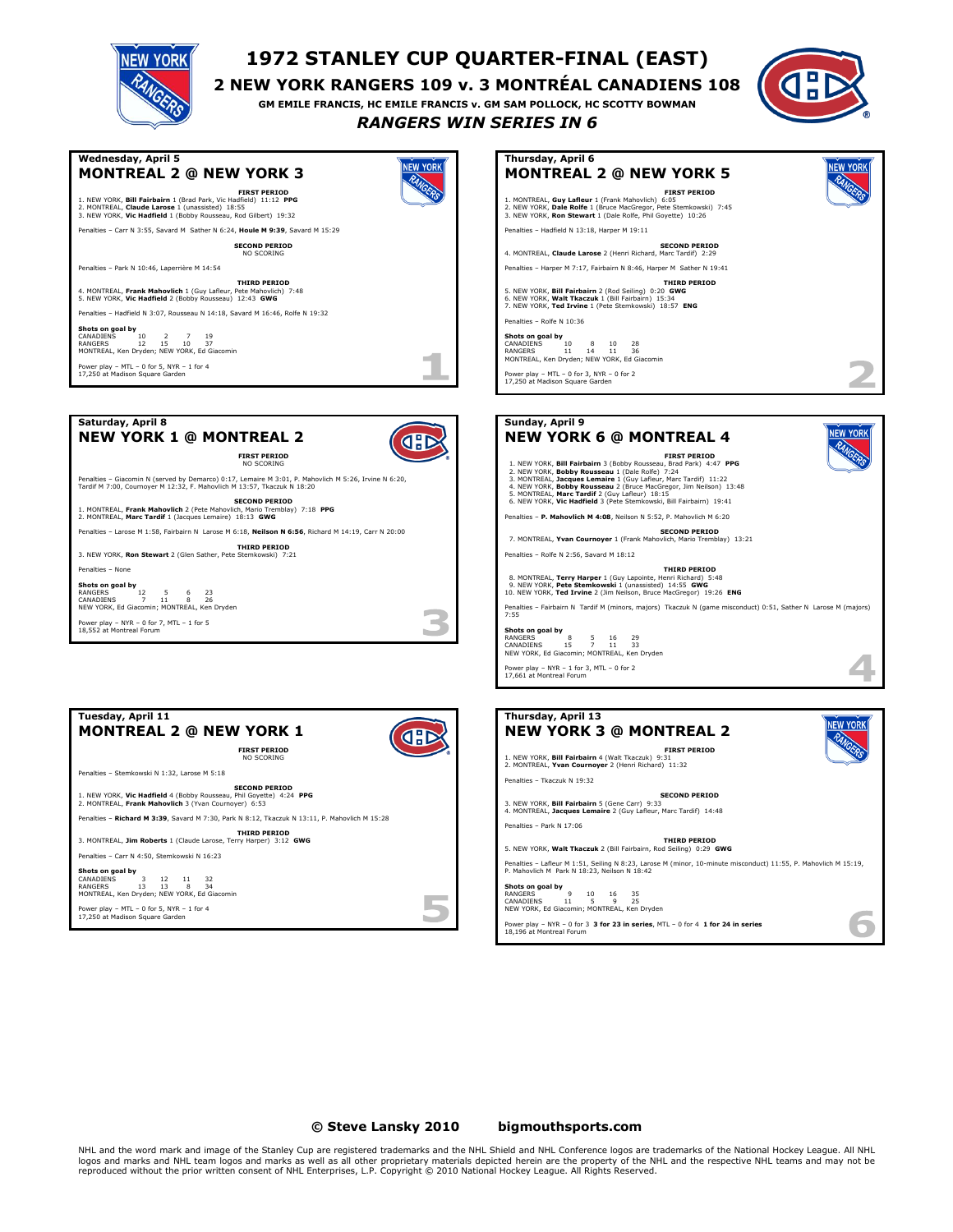# 1972 STANLEY CUP QUARTER-FINAL (EAST)

## 2 NEW YORK RANGERS 109 v. 3 MONTRÉAL CANADIENS 108

GM EMILE FRANCIS, HC EMILE FRANCIS v. GM SAM POLLOCK, HC SCOTTY BOWMAN

*RANGERS WIN SERIES IN 6*

---

### Wednesday, April 5
## MONTREAL 2 @ NEW YORK 3

**FIRST PERIOD**
1. NEW YORK, **Bill Fairbairn** 1 (Brad Park, Vic Hadfield) 11:12 **PPG**
2. MONTREAL, **Claude Larose** 1 (unassisted) 18:55
3. NEW YORK, **Vic Hadfield** 1 (Bobby Rousseau, Rod Gilbert) 19:32

Penalties – Carr N 3:55, Savard M Sather N 6:24, **Houle M 9:39**, Savard M 15:29

**SECOND PERIOD**
NO SCORING

Penalties – Park N 10:46, Laperrière M 14:54

**THIRD PERIOD**
4. MONTREAL, **Frank Mahovlich** 1 (Guy Lafleur, Pete Mahovlich) 7:48
5. NEW YORK, **Vic Hadfield** 2 (Bobby Rousseau) 12:43 **GWG**

Penalties – Hadfield N 3:07, Rousseau N 14:18, Savard M 16:46, Rolfe N 19:32

**Shots on goal by**

| | | | | |
|---|---|---|---|---|
| CANADIENS | 10 | 2 | 7 | 19 |
| RANGERS | 12 | 15 | 10 | 37 |

MONTREAL, Ken Dryden; NEW YORK, Ed Giacomin

Power play – MTL – 0 for 5, NYR – 1 for 4
17,250 at Madison Square Garden

1

---

### Thursday, April 6
## MONTREAL 2 @ NEW YORK 5

**FIRST PERIOD**
1. MONTREAL, **Guy Lafleur** 1 (Frank Mahovlich) 6:05
2. NEW YORK, **Dale Rolfe** 1 (Bruce MacGregor, Pete Stemkowski) 7:45
3. NEW YORK, **Ron Stewart** 1 (Dale Rolfe, Phil Goyette) 10:26

Penalties – Hadfield N 13:18, Harper M 19:11

**SECOND PERIOD**
4. MONTREAL, **Claude Larose** 2 (Henri Richard, Marc Tardif) 2:29

Penalties – Harper M 7:17, Fairbairn N 8:46, Harper M Sather N 19:41

**THIRD PERIOD**
5. NEW YORK, **Bill Fairbairn** 2 (Rod Seiling) 0:20 **GWG**
6. NEW YORK, **Walt Tkaczuk** 1 (Bill Fairbairn) 15:34
7. NEW YORK, **Ted Irvine** 1 (Pete Stemkowski) 18:57 **ENG**

Penalties – Rolfe N 10:36

**Shots on goal by**

| | | | | |
|---|---|---|---|---|
| CANADIENS | 10 | 8 | 10 | 28 |
| RANGERS | 11 | 14 | 11 | 36 |

MONTREAL, Ken Dryden; NEW YORK, Ed Giacomin

Power play – MTL – 0 for 3, NYR – 0 for 2
17,250 at Madison Square Garden

2

---

### Saturday, April 8
## NEW YORK 1 @ MONTREAL 2

**FIRST PERIOD**
NO SCORING

Penalties – Giacomin N (served by Demarco) 0:17, Lemaire M 3:01, P. Mahovlich M 5:26, Irvine N 6:20, Tardif M 7:00, Cournoyer M 12:32, F. Mahovlich M 13:57, Tkaczuk N 18:20

**SECOND PERIOD**
1. MONTREAL, **Frank Mahovlich** 2 (Pete Mahovlich, Mario Tremblay) 7:18 **PPG**
2. MONTREAL, **Marc Tardif** 1 (Jacques Lemaire) 18:13 **GWG**

Penalties – Larose M 1:58, Fairbairn N Larose M 6:18, **Neilson N 6:56**, Richard M 14:19, Carr N 20:00

**THIRD PERIOD**
3. NEW YORK, **Ron Stewart** 2 (Glen Sather, Pete Stemkowski) 7:21

Penalties – None

**Shots on goal by**

| | | | | |
|---|---|---|---|---|
| RANGERS | 12 | 5 | 6 | 23 |
| CANADIENS | 7 | 11 | 8 | 26 |

NEW YORK, Ed Giacomin; MONTREAL, Ken Dryden

Power play – NYR – 0 for 7, MTL – 1 for 5
18,552 at Montreal Forum

3

---

### Sunday, April 9
## NEW YORK 6 @ MONTREAL 4

**FIRST PERIOD**
1. NEW YORK, **Bill Fairbairn** 3 (Bobby Rousseau, Brad Park) 4:47 **PPG**
2. NEW YORK, **Bobby Rousseau** 1 (Dale Rolfe) 7:24
3. MONTREAL, **Jacques Lemaire** 1 (Guy Lafleur, Marc Tardif) 11:22
4. NEW YORK, **Bobby Rousseau** 2 (Bruce MacGregor, Jim Neilson) 13:48
5. MONTREAL, **Marc Tardif** 2 (Guy Lafleur) 18:15
6. NEW YORK, **Vic Hadfield** 3 (Pete Stemkowski, Bill Fairbairn) 19:41

Penalties – **P. Mahovlich M 4:08**, Neilson N 5:52, P. Mahovlich M 6:20

**SECOND PERIOD**
7. MONTREAL, **Yvan Cournoyer** 1 (Frank Mahovlich, Mario Tremblay) 13:21

Penalties – Rolfe N 2:56, Savard M 18:12

**THIRD PERIOD**
8. MONTREAL, **Terry Harper** 1 (Guy Lapointe, Henri Richard) 5:48
9. NEW YORK, **Pete Stemkowski** 1 (unassisted) 14:55 **GWG**
10. NEW YORK, **Ted Irvine** 2 (Jim Neilson, Bruce MacGregor) 19:26 **ENG**

Penalties – Fairbairn N Tardif M (minors, majors) Tkaczuk N (game misconduct) 0:51, Sather N Larose M (majors) 7:55

**Shots on goal by**

| | | | | |
|---|---|---|---|---|
| RANGERS | 8 | 5 | 16 | 29 |
| CANADIENS | 15 | 7 | 11 | 33 |

NEW YORK, Ed Giacomin; MONTREAL, Ken Dryden

Power play – NYR – 1 for 3, MTL – 0 for 2
17,661 at Montreal Forum

4

---

### Tuesday, April 11
## MONTREAL 2 @ NEW YORK 1

**FIRST PERIOD**
NO SCORING

Penalties – Stemkowski N 1:32, Larose M 5:18

**SECOND PERIOD**
1. NEW YORK, **Vic Hadfield** 4 (Bobby Rousseau, Phil Goyette) 4:24 **PPG**
2. MONTREAL, **Frank Mahovlich** 3 (Yvan Cournoyer) 6:53

Penalties – **Richard M 3:39**, Savard M 7:30, Park N 8:12, Tkaczuk N 13:11, P. Mahovlich M 15:28

**THIRD PERIOD**
3. MONTREAL, **Jim Roberts** 1 (Claude Larose, Terry Harper) 3:12 **GWG**

Penalties – Carr N 4:50, Stemkowski N 16:23

**Shots on goal by**

| | | | | |
|---|---|---|---|---|
| CANADIENS | 3 | 12 | 11 | 32 |
| RANGERS | 13 | 13 | 8 | 34 |

MONTREAL, Ken Dryden; NEW YORK, Ed Giacomin

Power play – MTL – 0 for 5, NYR – 1 for 4
17,250 at Madison Square Garden

5

---

### Thursday, April 13
## NEW YORK 3 @ MONTREAL 2

**FIRST PERIOD**
1. NEW YORK, **Bill Fairbairn** 4 (Walt Tkaczuk) 9:31
2. MONTREAL, **Yvan Cournoyer** 2 (Henri Richard) 11:32

Penalties – Tkaczuk N 19:32

**SECOND PERIOD**
3. NEW YORK, **Bill Fairbairn** 5 (Gene Carr) 9:33
4. MONTREAL, **Jacques Lemaire** 2 (Guy Lafleur, Marc Tardif) 14:48

Penalties – Park N 17:06

**THIRD PERIOD**
5. NEW YORK, **Walt Tkaczuk** 2 (Bill Fairbairn, Rod Seiling) 0:29 **GWG**

Penalties – Lafleur M 1:51, Seiling N 8:23, Larose M (minor, 10-minute misconduct) 11:55, P. Mahovlich M 15:19, P. Mahovlich M Park N 18:23, Neilson N 18:42

**Shots on goal by**

| | | | | |
|---|---|---|---|---|
| RANGERS | 9 | 10 | 16 | 35 |
| CANADIENS | 11 | 5 | 9 | 25 |

NEW YORK, Ed Giacomin; MONTREAL, Ken Dryden

Power play – NYR – 0 for 3 **3 for 23 in series**, MTL – 0 for 4 **1 for 24 in series**
18,196 at Montreal Forum

6

---

**© Steve Lansky 2010 bigmouthsports.com**

NHL and the word mark and image of the Stanley Cup are registered trademarks and the NHL Shield and NHL Conference logos are trademarks of the National Hockey League. All NHL logos and marks and NHL team logos and marks as well as all other proprietary materials depicted herein are the property of the NHL and the respective NHL teams and may not be reproduced without the prior written consent of NHL Enterprises, L.P. Copyright © 2010 National Hockey League. All Rights Reserved.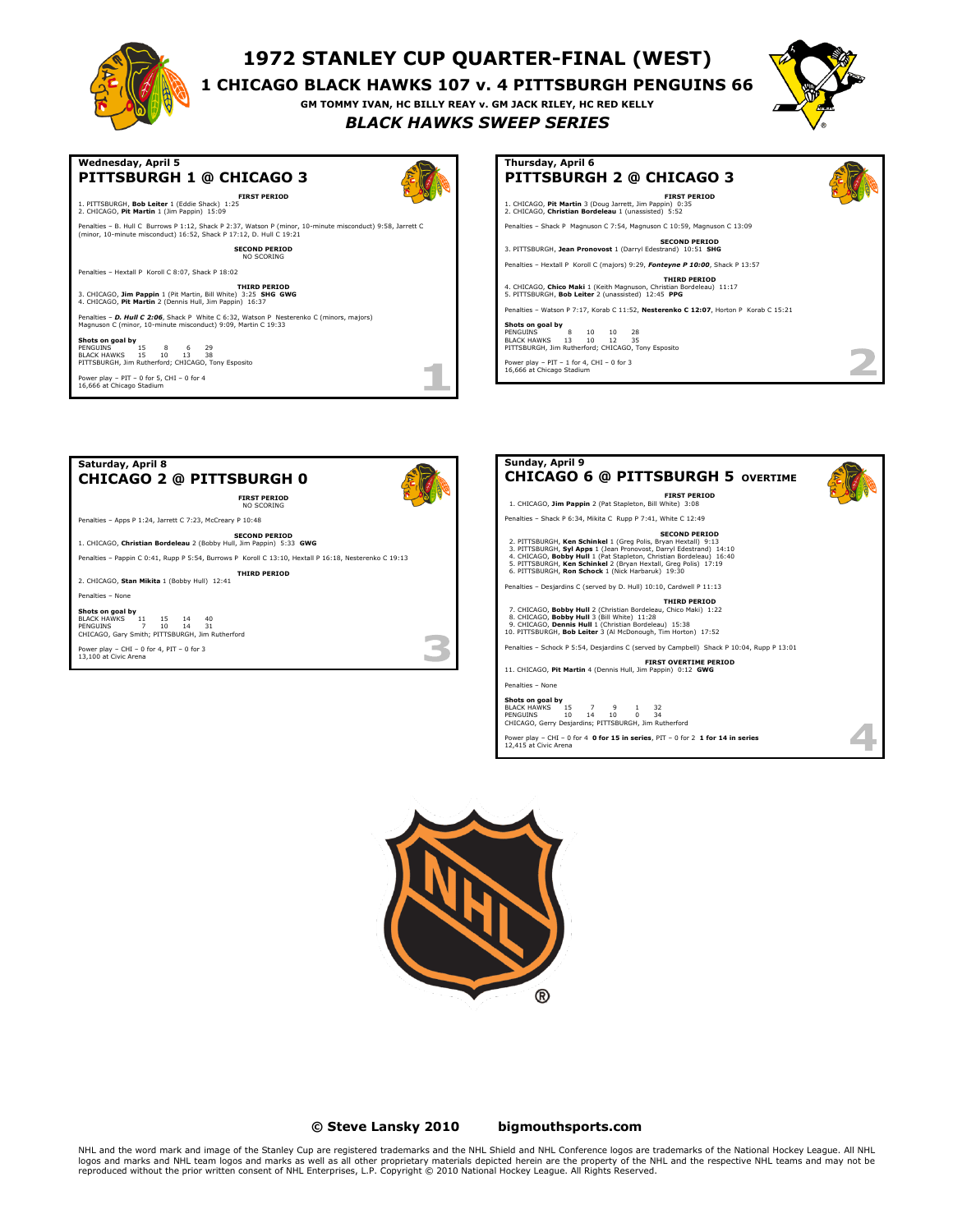# 1972 STANLEY CUP QUARTER-FINAL (WEST)

## 1 CHICAGO BLACK HAWKS 107 v. 4 PITTSBURGH PENGUINS 66

**GM TOMMY IVAN, HC BILLY REAY v. GM JACK RILEY, HC RED KELLY**

***BLACK HAWKS SWEEP SERIES***

---

### Wednesday, April 5
## PITTSBURGH 1 @ CHICAGO 3

**FIRST PERIOD**

1. PITTSBURGH, **Bob Leiter** 1 (Eddie Shack) 1:25
2. CHICAGO, **Pit Martin** 1 (Jim Pappin) 15:09

Penalties – B. Hull C Burrows P 1:12, Shack P 2:37, Watson P (minor, 10-minute misconduct) 9:58, Jarrett C (minor, 10-minute misconduct) 16:52, Shack P 17:12, D. Hull C 19:21

**SECOND PERIOD**
NO SCORING

Penalties – Hextall P Koroll C 8:07, Shack P 18:02

**THIRD PERIOD**

3. CHICAGO, **Jim Pappin** 1 (Pit Martin, Bill White) 3:25 **SHG GWG**
4. CHICAGO, **Pit Martin** 2 (Dennis Hull, Jim Pappin) 16:37

Penalties – ***D. Hull C 2:06***, Shack P White C 6:32, Watson P Nesterenko C (minors, majors) Magnuson C (minor, 10-minute misconduct) 9:09, Martin C 19:33

**Shots on goal by**

| | | | | |
|---|---|---|---|---|
| PENGUINS | 15 | 8 | 6 | 29 |
| BLACK HAWKS | 15 | 10 | 13 | 38 |

PITTSBURGH, Jim Rutherford; CHICAGO, Tony Esposito

Power play – PIT – 0 for 5, CHI – 0 for 4
16,666 at Chicago Stadium

---

### Thursday, April 6
## PITTSBURGH 2 @ CHICAGO 3

**FIRST PERIOD**

1. CHICAGO, **Pit Martin** 3 (Doug Jarrett, Jim Pappin) 0:35
2. CHICAGO, **Christian Bordeleau** 1 (unassisted) 5:52

Penalties – Shack P Magnuson C 7:54, Magnuson C 10:59, Magnuson C 13:09

**SECOND PERIOD**

3. PITTSBURGH, **Jean Pronovost** 1 (Darryl Edestrand) 10:51 **SHG**

Penalties – Hextall P Koroll C (majors) 9:29, ***Fonteyne P 10:00***, Shack P 13:57

**THIRD PERIOD**

4. CHICAGO, **Chico Maki** 1 (Keith Magnuson, Christian Bordeleau) 11:17
5. PITTSBURGH, **Bob Leiter** 2 (unassisted) 12:45 **PPG**

Penalties – Watson P 7:17, Korab C 11:52, **Nesterenko C 12:07**, Horton P Korab C 15:21

**Shots on goal by**

| | | | | |
|---|---|---|---|---|
| PENGUINS | 8 | 10 | 10 | 28 |
| BLACK HAWKS | 13 | 10 | 12 | 35 |

PITTSBURGH, Jim Rutherford; CHICAGO, Tony Esposito

Power play – PIT – 1 for 4, CHI – 0 for 3
16,666 at Chicago Stadium

---

### Saturday, April 8
## CHICAGO 2 @ PITTSBURGH 0

**FIRST PERIOD**
NO SCORING

Penalties – Apps P 1:24, Jarrett C 7:23, McCreary P 10:48

**SECOND PERIOD**

1. CHICAGO, **Christian Bordeleau** 2 (Bobby Hull, Jim Pappin) 5:33 **GWG**

Penalties – Pappin C 0:41, Rupp P 5:54, Burrows P Koroll C 13:10, Hextall P 16:18, Nesterenko C 19:13

**THIRD PERIOD**

2. CHICAGO, **Stan Mikita** 1 (Bobby Hull) 12:41

Penalties – None

**Shots on goal by**

| | | | | |
|---|---|---|---|---|
| BLACK HAWKS | 11 | 15 | 14 | 40 |
| PENGUINS | 7 | 10 | 14 | 31 |

CHICAGO, Gary Smith; PITTSBURGH, Jim Rutherford

Power play – CHI – 0 for 4, PIT – 0 for 3
13,100 at Civic Arena

---

### Sunday, April 9
## CHICAGO 6 @ PITTSBURGH 5 OVERTIME

**FIRST PERIOD**

1. CHICAGO, **Jim Pappin** 2 (Pat Stapleton, Bill White) 3:08

Penalties – Shack P 6:34, Mikita C Rupp P 7:41, White C 12:49

**SECOND PERIOD**

2. PITTSBURGH, **Ken Schinkel** 1 (Greg Polis, Bryan Hextall) 9:13
3. PITTSBURGH, **Syl Apps** 1 (Jean Pronovost, Darryl Edestrand) 14:10
4. CHICAGO, **Bobby Hull** 1 (Pat Stapleton, Christian Bordeleau) 16:40
5. PITTSBURGH, **Ken Schinkel** 2 (Bryan Hextall, Greg Polis) 17:19
6. PITTSBURGH, **Ron Schock** 1 (Nick Harbaruk) 19:30

Penalties – Desjardins C (served by D. Hull) 10:10, Cardwell P 11:13

**THIRD PERIOD**

7. CHICAGO, **Bobby Hull** 2 (Christian Bordeleau, Chico Maki) 1:22
8. CHICAGO, **Bobby Hull** 3 (Bill White) 11:28
9. CHICAGO, **Dennis Hull** 1 (Christian Bordeleau) 15:38
10. PITTSBURGH, **Bob Leiter** 3 (Al McDonough, Tim Horton) 17:52

Penalties – Schock P 5:54, Desjardins C (served by Campbell) Shack P 10:04, Rupp P 13:01

**FIRST OVERTIME PERIOD**

11. CHICAGO, **Pit Martin** 4 (Dennis Hull, Jim Pappin) 0:12 **GWG**

Penalties – None

**Shots on goal by**

| | | | | | |
|---|---|---|---|---|---|
| BLACK HAWKS | 15 | 7 | 9 | 1 | 32 |
| PENGUINS | 10 | 14 | 10 | 0 | 34 |

CHICAGO, Gerry Desjardins; PITTSBURGH, Jim Rutherford

Power play – CHI – 0 for 4 **0 for 15 in series**, PIT – 0 for 2 **1 for 14 in series**
12,415 at Civic Arena

---

**© Steve Lansky 2010** **bigmouthsports.com**

NHL and the word mark and image of the Stanley Cup are registered trademarks and the NHL Shield and NHL Conference logos are trademarks of the National Hockey League. All NHL logos and marks and NHL team logos and marks as well as all other proprietary materials depicted herein are the property of the NHL and the respective NHL teams and may not be reproduced without the prior written consent of NHL Enterprises, L.P. Copyright © 2010 National Hockey League. All Rights Reserved.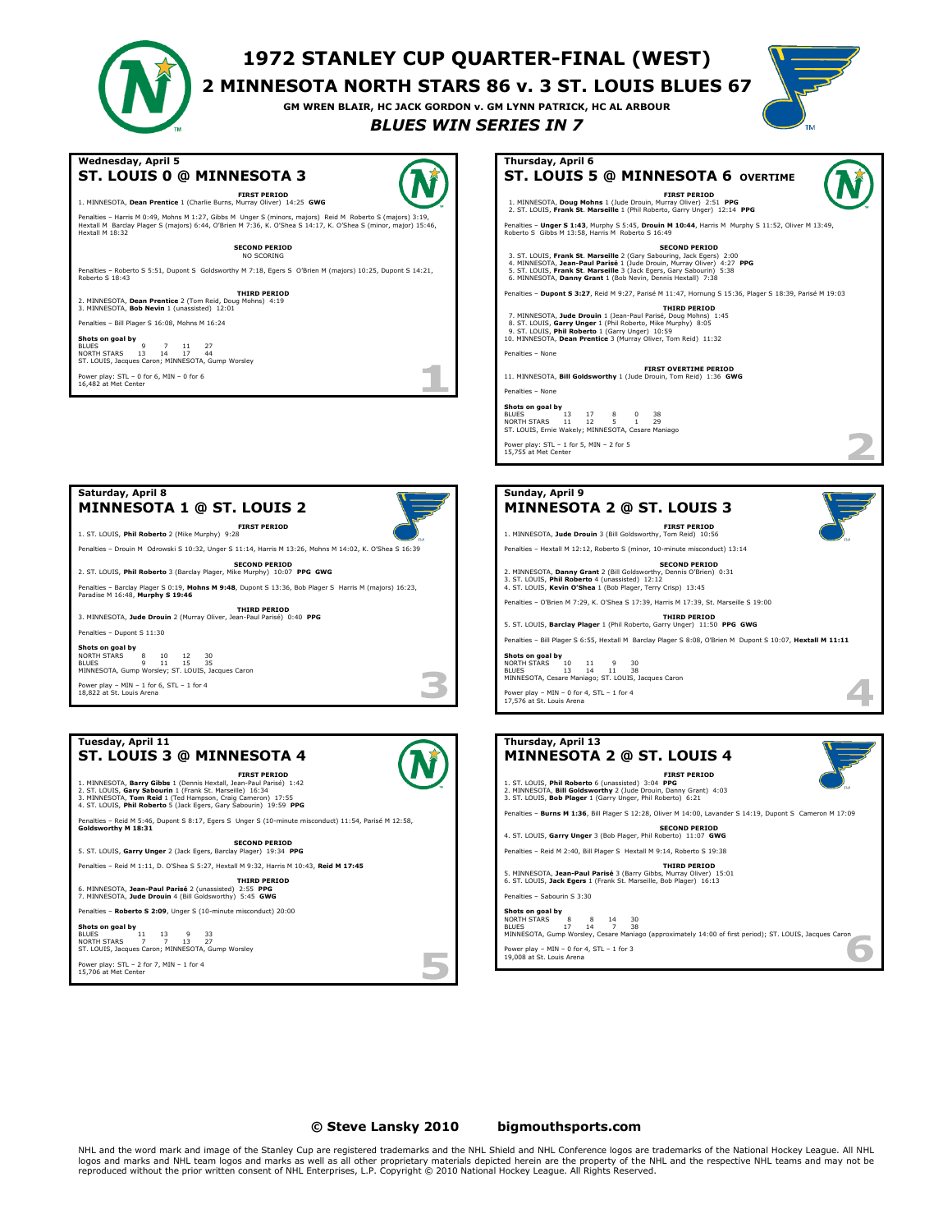# 1972 STANLEY CUP QUARTER-FINAL (WEST)

## 2 MINNESOTA NORTH STARS 86 v. 3 ST. LOUIS BLUES 67

**GM WREN BLAIR, HC JACK GORDON v. GM LYNN PATRICK, HC AL ARBOUR**

***BLUES WIN SERIES IN 7***

---

### Wednesday, April 5

## ST. LOUIS 0 @ MINNESOTA 3

**FIRST PERIOD**

1. MINNESOTA, **Dean Prentice** 1 (Charlie Burns, Murray Oliver) 14:25 **GWG**

Penalties – Harris M 0:49, Mohns M 1:27, Gibbs M Unger S (minors, majors) Reid M Roberto S (majors) 3:19, Hextall M Barclay Plager S (majors) 6:44, O'Brien M 7:36, K. O'Shea S 14:17, K. O'Shea S (minor, major) 15:46, Hextall M 18:32

**SECOND PERIOD**

NO SCORING

Penalties – Roberto S 5:51, Dupont S Goldsworthy M 7:18, Egers S O'Brien M (majors) 10:25, Dupont S 14:21, Roberto S 18:43

**THIRD PERIOD**

2. MINNESOTA, **Dean Prentice** 2 (Tom Reid, Doug Mohns) 4:19
3. MINNESOTA, **Bob Nevin** 1 (unassisted) 12:01

Penalties – Bill Plager S 16:08, Mohns M 16:24

**Shots on goal by**

| | | | | |
|---|---|---|---|---|
| BLUES | 9 | 7 | 11 | 27 |
| NORTH STARS | 13 | 14 | 17 | 44 |

ST. LOUIS, Jacques Caron; MINNESOTA, Gump Worsley

Power play: STL – 0 for 6, MIN – 0 for 6
16,482 at Met Center

---

### Thursday, April 6

## ST. LOUIS 5 @ MINNESOTA 6 OVERTIME

**FIRST PERIOD**

1. MINNESOTA, **Doug Mohns** 1 (Jude Drouin, Murray Oliver) 2:51 **PPG**
2. ST. LOUIS, **Frank St. Marseille** 1 (Phil Roberto, Garry Unger) 12:14 **PPG**

Penalties – **Unger S 1:43**, Murphy S 5:45, **Drouin M 10:44**, Harris M Murphy S 11:52, Oliver M 13:49, Roberto S Gibbs M 13:58, Harris M Roberto S 16:49

**SECOND PERIOD**

3. ST. LOUIS, **Frank St. Marseille** 2 (Gary Sabourin, Jack Egers) 2:00
4. MINNESOTA, **Jean-Paul Parisé** 1 (Jude Drouin, Murray Oliver) 4:27 **PPG**
5. ST. LOUIS, **Frank St. Marseille** 3 (Jack Egers, Gary Sabourin) 5:38
6. MINNESOTA, **Danny Grant** 1 (Bob Nevin, Dennis Hextall) 7:38

Penalties – **Dupont S 3:27**, Reid M 9:27, Parisé M 11:47, Hornung S 15:36, Plager S 18:39, Parisé M 19:03

**THIRD PERIOD**

7. MINNESOTA, **Jude Drouin** 1 (Jean-Paul Parisé, Doug Mohns) 1:45
8. ST. LOUIS, **Garry Unger** 1 (Phil Roberto, Mike Murphy) 8:05
9. ST. LOUIS, **Phil Roberto** 1 (Garry Unger) 10:59
10. MINNESOTA, **Dean Prentice** 3 (Murray Oliver, Tom Reid) 11:32

Penalties – None

**FIRST OVERTIME PERIOD**

11. MINNESOTA, **Bill Goldsworthy** 1 (Jude Drouin, Tom Reid) 1:36 **GWG**

Penalties – None

**Shots on goal by**

| | | | | | |
|---|---|---|---|---|---|
| BLUES | 13 | 17 | 8 | 0 | 38 |
| NORTH STARS | 11 | 12 | 5 | 1 | 29 |

ST. LOUIS, Ernie Wakely; MINNESOTA, Cesare Maniago

Power play: STL – 1 for 5, MIN – 2 for 5
15,755 at Met Center

---

### Saturday, April 8

## MINNESOTA 1 @ ST. LOUIS 2

**FIRST PERIOD**

1. ST. LOUIS, **Phil Roberto** 2 (Mike Murphy) 9:28

Penalties – Drouin M Odrowski S 10:32, Unger S 11:14, Harris M 13:26, Mohns M 14:02, K. O'Shea S 16:39

**SECOND PERIOD**

2. ST. LOUIS, **Phil Roberto** 3 (Barclay Plager, Mike Murphy) 10:07 **PPG GWG**

Penalties – Barclay Plager S 0:19, **Mohns M 9:48**, Dupont S 13:36, Bob Plager S Harris M (majors) 16:23, Paradise M 16:48, **Murphy S 19:46**

**THIRD PERIOD**

3. MINNESOTA, **Jude Drouin** 2 (Murray Oliver, Jean-Paul Parisé) 0:40 **PPG**

Penalties – Dupont S 11:30

**Shots on goal by**

| | | | | |
|---|---|---|---|---|
| NORTH STARS | 8 | 10 | 12 | 30 |
| BLUES | 9 | 11 | 15 | 35 |

MINNESOTA, Gump Worsley; ST. LOUIS, Jacques Caron

Power play – MIN – 1 for 6, STL – 1 for 4
18,822 at St. Louis Arena

---

### Sunday, April 9

## MINNESOTA 2 @ ST. LOUIS 3

**FIRST PERIOD**

1. MINNESOTA, **Jude Drouin** 3 (Bill Goldsworthy, Tom Reid) 10:56

Penalties – Hextall M 12:12, Roberto S (minor, 10-minute misconduct) 13:14

**SECOND PERIOD**

2. MINNESOTA, **Danny Grant** 2 (Bill Goldsworthy, Dennis O'Brien) 0:31
3. ST. LOUIS, **Phil Roberto** 4 (unassisted) 12:12
4. ST. LOUIS, **Kevin O'Shea** 1 (Bob Plager, Terry Crisp) 13:45

Penalties – O'Brien M 7:29, K. O'Shea S 17:39, Harris M 17:39, St. Marseille S 19:00

**THIRD PERIOD**

5. ST. LOUIS, **Barclay Plager** 1 (Phil Roberto, Garry Unger) 11:50 **PPG GWG**

Penalties – Bill Plager S 6:55, Hextall M Barclay Plager S 8:08, O'Brien M Dupont S 10:07, **Hextall M 11:11**

**Shots on goal by**

| | | | | |
|---|---|---|---|---|
| NORTH STARS | 10 | 11 | 9 | 30 |
| BLUES | 13 | 14 | 11 | 38 |

MINNESOTA, Cesare Maniago; ST. LOUIS, Jacques Caron

Power play – MIN – 0 for 4, STL – 1 for 4
17,576 at St. Louis Arena

---

### Tuesday, April 11

## ST. LOUIS 3 @ MINNESOTA 4

**FIRST PERIOD**

1. MINNESOTA, **Barry Gibbs** 1 (Dennis Hextall, Jean-Paul Parisé) 1:42
2. ST. LOUIS, **Gary Sabourin** 1 (Frank St. Marseille) 16:34
3. MINNESOTA, **Tom Reid** 1 (Ted Hampson, Craig Cameron) 17:55
4. ST. LOUIS, **Phil Roberto** 5 (Jack Egers, Gary Sabourin) 19:59 **PPG**

Penalties – Reid M 5:46, Dupont S 8:17, Egers S Unger S (10-minute misconduct) 11:54, Parisé M 12:58, **Goldsworthy M 18:31**

**SECOND PERIOD**

5. ST. LOUIS, **Garry Unger** 2 (Jack Egers, Barclay Plager) 19:34 **PPG**

Penalties – Reid M 1:11, D. O'Shea S 5:27, Hextall M 9:32, Harris M 10:43, **Reid M 17:45**

**THIRD PERIOD**

6. MINNESOTA, **Jean-Paul Parisé** 2 (unassisted) 2:55 **PPG**
7. MINNESOTA, **Jude Drouin** 4 (Bill Goldsworthy) 5:45 **GWG**

Penalties – **Roberto S 2:09**, Unger S (10-minute misconduct) 20:00

**Shots on goal by**

| | | | | |
|---|---|---|---|---|
| BLUES | 11 | 13 | 9 | 33 |
| NORTH STARS | 7 | 7 | 13 | 27 |

ST. LOUIS, Jacques Caron; MINNESOTA, Gump Worsley

Power play: STL – 2 for 7, MIN – 1 for 4
15,706 at Met Center

---

### Thursday, April 13

## MINNESOTA 2 @ ST. LOUIS 4

**FIRST PERIOD**

1. ST. LOUIS, **Phil Roberto** 6 (unassisted) 3:04 **PPG**
2. MINNESOTA, **Bill Goldsworthy** 2 (Jude Drouin, Danny Grant) 4:03
3. ST. LOUIS, **Bob Plager** 1 (Garry Unger, Phil Roberto) 6:21

Penalties – **Burns M 1:36**, Bill Plager S 12:28, Oliver M 14:00, Lavander S 14:19, Dupont S Cameron M 17:09

**SECOND PERIOD**

4. ST. LOUIS, **Garry Unger** 3 (Bob Plager, Phil Roberto) 11:07 **GWG**

Penalties – Reid M 2:40, Bill Plager S Hextall M 9:14, Roberto S 19:38

**THIRD PERIOD**

5. MINNESOTA, **Jean-Paul Parisé** 3 (Barry Gibbs, Murray Oliver) 15:01
6. ST. LOUIS, **Jack Egers** 1 (Frank St. Marseille, Bob Plager) 16:13

Penalties – Sabourin S 3:30

**Shots on goal by**

| | | | | |
|---|---|---|---|---|
| NORTH STARS | 8 | 8 | 14 | 30 |
| BLUES | 17 | 14 | 7 | 38 |

MINNESOTA, Gump Worsley, Cesare Maniago (approximately 14:00 of first period); ST. LOUIS, Jacques Caron

Power play – MIN – 0 for 4, STL – 1 for 3
19,008 at St. Louis Arena

---

**© Steve Lansky 2010 bigmouthsports.com**

NHL and the word mark and image of the Stanley Cup are registered trademarks and the NHL Shield and NHL Conference logos are trademarks of the National Hockey League. All NHL logos and marks and NHL team logos and marks as well as all other proprietary materials depicted herein are the property of the NHL and the respective NHL teams and may not be reproduced without the prior written consent of NHL Enterprises, L.P. Copyright © 2010 National Hockey League. All Rights Reserved.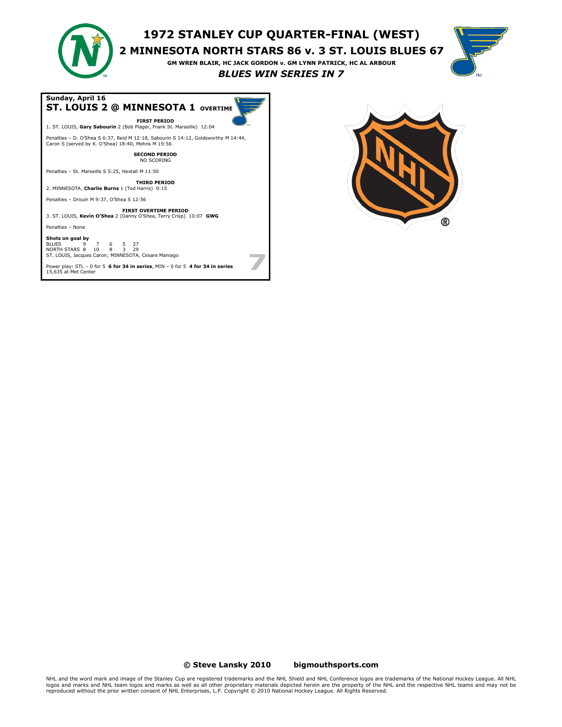# 1972 STANLEY CUP QUARTER-FINAL (WEST)

## 2 MINNESOTA NORTH STARS 86 v. 3 ST. LOUIS BLUES 67

**GM WREN BLAIR, HC JACK GORDON v. GM LYNN PATRICK, HC AL ARBOUR**

***BLUES WIN SERIES IN 7***

**Sunday, April 16**

### ST. LOUIS 2 @ MINNESOTA 1 OVERTIME

**FIRST PERIOD**

1. ST. LOUIS, **Gary Sabourin** 2 (Bob Plager, Frank St. Marseille) 12:04

Penalties – D. O'Shea S 6:37, Reid M 12:18, Sabourin S 14:12, Goldsworthy M 14:44, Caron S (served by K. O'Shea) 18:40, Mohns M 19:56

**SECOND PERIOD**

NO SCORING

Penalties – St. Marseille S 5:25, Hextall M 11:50

**THIRD PERIOD**

2. MINNESOTA, **Charlie Burns** 1 (Ted Harris) 0:15

Penalties – Drouin M 9:37, O'Shea S 12:56

**FIRST OVERTIME PERIOD**

3. ST. LOUIS, **Kevin O'Shea** 2 (Danny O'Shea, Terry Crisp) 10:07 **GWG**

Penalties – None

**Shots on goal by**

| | | | | | |
|---|---|---|---|---|---|
| BLUES | 9 | 7 | 6 | 5 | 27 |
| NORTH STARS | 8 | 10 | 8 | 3 | 29 |

ST. LOUIS, Jacques Caron; MINNESOTA, Cesare Maniago

Power play: STL – 0 for 5 **6 for 34 in series**, MIN – 0 for 5 **4 for 34 in series**

15,635 at Met Center

7

**© Steve Lansky 2010** **bigmouthsports.com**

NHL and the word mark and image of the Stanley Cup are registered trademarks and the NHL Shield and NHL Conference logos are trademarks of the National Hockey League. All NHL logos and marks and NHL team logos and marks as well as all other proprietary materials depicted herein are the property of the NHL and the respective NHL teams and may not be reproduced without the prior written consent of NHL Enterprises, L.P. Copyright © 2010 National Hockey League. All Rights Reserved.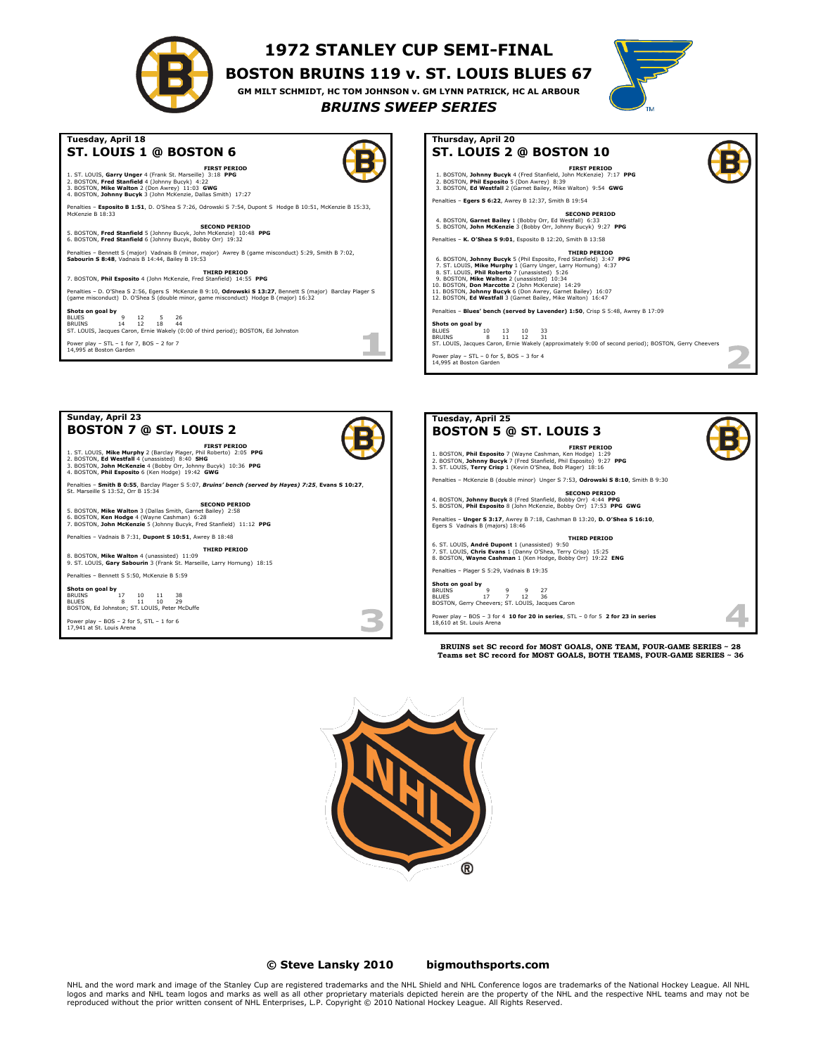# 1972 STANLEY CUP SEMI-FINAL

## BOSTON BRUINS 119 v. ST. LOUIS BLUES 67

**GM MILT SCHMIDT, HC TOM JOHNSON v. GM LYNN PATRICK, HC AL ARBOUR**

***BRUINS SWEEP SERIES***

---

### Tuesday, April 18
## ST. LOUIS 1 @ BOSTON 6

**FIRST PERIOD**

1. ST. LOUIS, **Garry Unger** 4 (Frank St. Marseille) 3:18 **PPG**
2. BOSTON, **Fred Stanfield** 4 (Johnny Bucyk) 4:22
3. BOSTON, **Mike Walton** 2 (Don Awrey) 11:03 **GWG**
4. BOSTON, **Johnny Bucyk** 3 (John McKenzie, Dallas Smith) 17:27

Penalties – **Esposito B 1:51**, D. O'Shea S 7:26, Odrowski S 7:54, Dupont S Hodge B 10:51, McKenzie B 15:33, McKenzie B 18:33

**SECOND PERIOD**

5. BOSTON, **Fred Stanfield** 5 (Johnny Bucyk, John McKenzie) 10:48 **PPG**
6. BOSTON, **Fred Stanfield** 6 (Johnny Bucyk, Bobby Orr) 19:32

Penalties – Bennett S (major) Vadnais B (minor, major) Awrey B (game misconduct) 5:29, Smith B 7:02, **Sabourin S 8:48**, Vadnais B 14:44, Bailey B 19:53

**THIRD PERIOD**

7. BOSTON, **Phil Esposito** 4 (John McKenzie, Fred Stanfield) 14:55 **PPG**

Penalties – D. O'Shea S 2:56, Egers S McKenzie B 9:10, **Odrowski S 13:27**, Bennett S (major) Barclay Plager S (game misconduct) D. O'Shea S (double minor, game misconduct) Hodge B (major) 16:32

**Shots on goal by**

| | | | | |
|---|---|---|---|---|
| BLUES | 9 | 12 | 5 | 26 |
| BRUINS | 14 | 12 | 18 | 44 |

ST. LOUIS, Jacques Caron, Ernie Wakely (0:00 of third period); BOSTON, Ed Johnston

Power play – STL – 1 for 7, BOS – 2 for 7
14,995 at Boston Garden

1

---

### Thursday, April 20
## ST. LOUIS 2 @ BOSTON 10

**FIRST PERIOD**

1. BOSTON, **Johnny Bucyk** 4 (Fred Stanfield, John McKenzie) 7:17 **PPG**
2. BOSTON, **Phil Esposito** 5 (Don Awrey) 8:39
3. BOSTON, **Ed Westfall** 2 (Garnet Bailey, Mike Walton) 9:54 **GWG**

Penalties – **Egers S 6:22**, Awrey B 12:37, Smith B 19:54

**SECOND PERIOD**

4. BOSTON, **Garnet Bailey** 1 (Bobby Orr, Ed Westfall) 6:33
5. BOSTON, **John McKenzie** 3 (Bobby Orr, Johnny Bucyk) 9:27 **PPG**

Penalties – **K. O'Shea S 9:01**, Esposito B 12:20, Smith B 13:58

**THIRD PERIOD**

6. BOSTON, **Johnny Bucyk** 5 (Phil Esposito, Fred Stanfield) 3:47 **PPG**
7. ST. LOUIS, **Mike Murphy** 1 (Garry Unger, Larry Hornung) 4:37
8. ST. LOUIS, **Phil Roberto** 7 (unassisted) 5:26
9. BOSTON, **Mike Walton** 2 (unassisted) 10:34
10. BOSTON, **Don Marcotte** 2 (John McKenzie) 14:29
11. BOSTON, **Johnny Bucyk** 6 (Don Awrey, Garnet Bailey) 16:07
12. BOSTON, **Ed Westfall** 3 (Garnet Bailey, Mike Walton) 16:47

Penalties – **Blues' bench (served by Lavender) 1:50**, Crisp S 5:48, Awrey B 17:09

**Shots on goal by**

| | | | | |
|---|---|---|---|---|
| BLUES | 10 | 13 | 10 | 33 |
| BRUINS | 8 | 11 | 12 | 31 |

ST. LOUIS, Jacques Caron, Ernie Wakely (approximately 9:00 of second period); BOSTON, Gerry Cheevers

Power play – STL – 0 for 5, BOS – 3 for 4
14,995 at Boston Garden

2

---

### Sunday, April 23
## BOSTON 7 @ ST. LOUIS 2

**FIRST PERIOD**

1. ST. LOUIS, **Mike Murphy** 2 (Barclay Plager, Phil Roberto) 2:05 **PPG**
2. BOSTON, **Ed Westfall** 4 (unassisted) 8:40 **SHG**
3. BOSTON, **John McKenzie** 4 (Bobby Orr, Johnny Bucyk) 10:36 **PPG**
4. BOSTON, **Phil Esposito** 6 (Ken Hodge) 19:42 **GWG**

Penalties – **Smith B 0:55**, Barclay Plager S 5:07, ***Bruins' bench (served by Hayes) 7:25***, **Evans S 10:27**, St. Marseille S 13:52, Orr B 15:34

**SECOND PERIOD**

5. BOSTON, **Mike Walton** 3 (Dallas Smith, Garnet Bailey) 2:58
6. BOSTON, **Ken Hodge** 4 (Wayne Cashman) 6:28
7. BOSTON, **John McKenzie** 5 (Johnny Bucyk, Fred Stanfield) 11:12 **PPG**

Penalties – Vadnais B 7:31, **Dupont S 10:51**, Awrey B 18:48

**THIRD PERIOD**

8. BOSTON, **Mike Walton** 4 (unassisted) 11:09
9. ST. LOUIS, **Gary Sabourin** 3 (Frank St. Marseille, Larry Hornung) 18:15

Penalties – Bennett S 5:50, McKenzie B 5:59

**Shots on goal by**

| | | | | |
|---|---|---|---|---|
| BRUINS | 17 | 10 | 11 | 38 |
| BLUES | 8 | 11 | 10 | 29 |

BOSTON, Ed Johnston; ST. LOUIS, Peter McDuffe

Power play – BOS – 2 for 5, STL – 1 for 6
17,941 at St. Louis Arena

3

---

### Tuesday, April 25
## BOSTON 5 @ ST. LOUIS 3

**FIRST PERIOD**

1. BOSTON, **Phil Esposito** 7 (Wayne Cashman, Ken Hodge) 1:29
2. BOSTON, **Johnny Bucyk** 7 (Fred Stanfield, Phil Esposito) 9:27 **PPG**
3. ST. LOUIS, **Terry Crisp** 1 (Kevin O'Shea, Bob Plager) 18:16

Penalties – McKenzie B (double minor) Unger S 7:53, **Odrowski S 8:10**, Smith B 9:30

**SECOND PERIOD**

4. BOSTON, **Johnny Bucyk** 8 (Fred Stanfield, Bobby Orr) 4:44 **PPG**
5. BOSTON, **Phil Esposito** 8 (John McKenzie, Bobby Orr) 17:53 **PPG GWG**

Penalties – **Unger S 3:17**, Awrey B 7:18, Cashman B 13:20, **D. O'Shea S 16:10**, Egers S Vadnais B (majors) 18:46

**THIRD PERIOD**

6. ST. LOUIS, **André Dupont** 1 (unassisted) 9:50
7. ST. LOUIS, **Chris Evans** 1 (Danny O'Shea, Terry Crisp) 15:25
8. BOSTON, **Wayne Cashman** 1 (Ken Hodge, Bobby Orr) 19:22 **ENG**

Penalties – Plager S 5:29, Vadnais B 19:35

**Shots on goal by**

| | | | | |
|---|---|---|---|---|
| BRUINS | 9 | 9 | 9 | 27 |
| BLUES | 17 | 7 | 12 | 36 |

BOSTON, Gerry Cheevers; ST. LOUIS, Jacques Caron

Power play – BOS – 3 for 4 **10 for 20 in series**, STL – 0 for 5 **2 for 23 in series**
18,610 at St. Louis Arena

4

---

**BRUINS set SC record for MOST GOALS, ONE TEAM, FOUR-GAME SERIES ~ 28**
**Teams set SC record for MOST GOALS, BOTH TEAMS, FOUR-GAME SERIES ~ 36**

**© Steve Lansky 2010 bigmouthsports.com**

NHL and the word mark and image of the Stanley Cup are registered trademarks and the NHL Shield and NHL Conference logos are trademarks of the National Hockey League. All NHL logos and marks and NHL team logos and marks as well as all other proprietary materials depicted herein are the property of the NHL and the respective NHL teams and may not be reproduced without the prior written consent of NHL Enterprises, L.P. Copyright © 2010 National Hockey League. All Rights Reserved.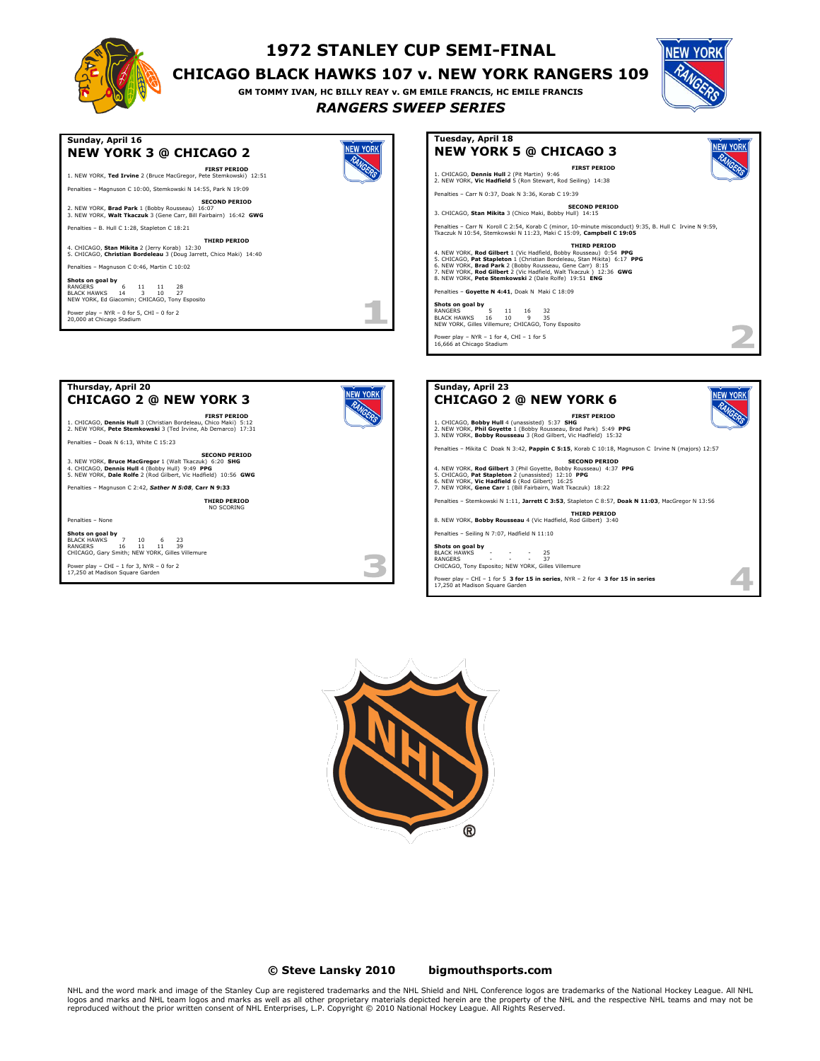# 1972 STANLEY CUP SEMI-FINAL

## CHICAGO BLACK HAWKS 107 v. NEW YORK RANGERS 109

**GM TOMMY IVAN, HC BILLY REAY v. GM EMILE FRANCIS, HC EMILE FRANCIS**

***RANGERS SWEEP SERIES***

---

### Game 1

**Sunday, April 16**

## NEW YORK 3 @ CHICAGO 2

**FIRST PERIOD**

1. NEW YORK, **Ted Irvine** 2 (Bruce MacGregor, Pete Stemkowski) 12:51

Penalties – Magnuson C 10:00, Stemkowski N 14:55, Park N 19:09

**SECOND PERIOD**

2. NEW YORK, **Brad Park** 1 (Bobby Rousseau) 16:07
3. NEW YORK, **Walt Tkaczuk** 3 (Gene Carr, Bill Fairbairn) 16:42 **GWG**

Penalties – B. Hull C 1:28, Stapleton C 18:21

**THIRD PERIOD**

4. CHICAGO, **Stan Mikita** 2 (Jerry Korab) 12:30
5. CHICAGO, **Christian Bordeleau** 3 (Doug Jarrett, Chico Maki) 14:40

Penalties – Magnuson C 0:46, Martin C 10:02

**Shots on goal by**

| | | | | |
|---|---|---|---|---|
| RANGERS | 6 | 11 | 11 | 28 |
| BLACK HAWKS | 14 | 3 | 10 | 27 |

NEW YORK, Ed Giacomin; CHICAGO, Tony Esposito

Power play – NYR – 0 for 5, CHI – 0 for 2
20,000 at Chicago Stadium

---

### Game 2

**Tuesday, April 18**

## NEW YORK 5 @ CHICAGO 3

**FIRST PERIOD**

1. CHICAGO, **Dennis Hull** 2 (Pit Martin) 9:46
2. NEW YORK, **Vic Hadfield** 5 (Ron Stewart, Rod Seiling) 14:38

Penalties – Carr N 0:37, Doak N 3:36, Korab C 19:39

**SECOND PERIOD**

3. CHICAGO, **Stan Mikita** 3 (Chico Maki, Bobby Hull) 14:15

Penalties – Carr N Koroll C 2:54, Korab C (minor, 10-minute misconduct) 9:35, B. Hull C Irvine N 9:59, Tkaczuk N 10:54, Stemkowski N 11:23, Maki C 15:09, **Campbell C 19:05**

**THIRD PERIOD**

4. NEW YORK, **Rod Gilbert** 1 (Vic Hadfield, Bobby Rousseau) 0:54 **PPG**
5. CHICAGO, **Pat Stapleton** 1 (Christian Bordeleau, Stan Mikita) 6:17 **PPG**
6. NEW YORK, **Brad Park** 2 (Bobby Rousseau, Gene Carr) 8:15
7. NEW YORK, **Rod Gilbert** 2 (Vic Hadfield, Walt Tkaczuk ) 12:36 **GWG**
8. NEW YORK, **Pete Stemkowski** 2 (Dale Rolfe) 19:51 **ENG**

Penalties – **Goyette N 4:41**, Doak N Maki C 18:09

**Shots on goal by**

| | | | | |
|---|---|---|---|---|
| RANGERS | 5 | 11 | 16 | 32 |
| BLACK HAWKS | 16 | 10 | 9 | 35 |

NEW YORK, Gilles Villemure; CHICAGO, Tony Esposito

Power play – NYR – 1 for 4, CHI – 1 for 5
16,666 at Chicago Stadium

---

### Game 3

**Thursday, April 20**

## CHICAGO 2 @ NEW YORK 3

**FIRST PERIOD**

1. CHICAGO, **Dennis Hull** 3 (Christian Bordeleau, Chico Maki) 5:12
2. NEW YORK, **Pete Stemkowski** 3 (Ted Irvine, Ab Demarco) 17:31

Penalties – Doak N 6:13, White C 15:23

**SECOND PERIOD**

3. NEW YORK, **Bruce MacGregor** 1 (Walt Tkaczuk) 6:20 **SHG**
4. CHICAGO, **Dennis Hull** 4 (Bobby Hull) 9:49 **PPG**
5. NEW YORK, **Dale Rolfe** 2 (Rod Gilbert, Vic Hadfield) 10:56 **GWG**

Penalties – Magnuson C 2:42, ***Sather N 5:08***, **Carr N 9:33**

**THIRD PERIOD**
NO SCORING

Penalties – None

**Shots on goal by**

| | | | | |
|---|---|---|---|---|
| BLACK HAWKS | 7 | 10 | 6 | 23 |
| RANGERS | 16 | 11 | 11 | 39 |

CHICAGO, Gary Smith; NEW YORK, Gilles Villemure

Power play – CHI – 1 for 3, NYR – 0 for 2
17,250 at Madison Square Garden

---

### Game 4

**Sunday, April 23**

## CHICAGO 2 @ NEW YORK 6

**FIRST PERIOD**

1. CHICAGO, **Bobby Hull** 4 (unassisted) 5:37 **SHG**
2. NEW YORK, **Phil Goyette** 1 (Bobby Rousseau, Brad Park) 5:49 **PPG**
3. NEW YORK, **Bobby Rousseau** 3 (Rod Gilbert, Vic Hadfield) 15:32

Penalties – Mikita C Doak N 3:42, **Pappin C 5:15**, Korab C 10:18, Magnuson C Irvine N (majors) 12:57

**SECOND PERIOD**

4. NEW YORK, **Rod Gilbert** 3 (Phil Goyette, Bobby Rousseau) 4:37 **PPG**
5. CHICAGO, **Pat Stapleton** 2 (unassisted) 12:10 **PPG**
6. NEW YORK, **Vic Hadfield** 6 (Rod Gilbert) 16:25
7. NEW YORK, **Gene Carr** 1 (Bill Fairbairn, Walt Tkaczuk) 18:22

Penalties – Stemkowski N 1:11, **Jarrett C 3:53**, Stapleton C 8:57, **Doak N 11:03**, MacGregor N 13:56

**THIRD PERIOD**

8. NEW YORK, **Bobby Rousseau** 4 (Vic Hadfield, Rod Gilbert) 3:40

Penalties – Seiling N 7:07, Hadfield N 11:10

**Shots on goal by**

| | | | | |
|---|---|---|---|---|
| BLACK HAWKS | - | - | - | 25 |
| RANGERS | - | - | - | 37 |

CHICAGO, Tony Esposito; NEW YORK, Gilles Villemure

Power play – CHI – 1 for 5 **3 for 15 in series**, NYR – 2 for 4 **3 for 15 in series**
17,250 at Madison Square Garden

---

**© Steve Lansky 2010 bigmouthsports.com**

NHL and the word mark and image of the Stanley Cup are registered trademarks and the NHL Shield and NHL Conference logos are trademarks of the National Hockey League. All NHL logos and marks and NHL team logos and marks as well as all other proprietary materials depicted herein are the property of the NHL and the respective NHL teams and may not be reproduced without the prior written consent of NHL Enterprises, L.P. Copyright © 2010 National Hockey League. All Rights Reserved.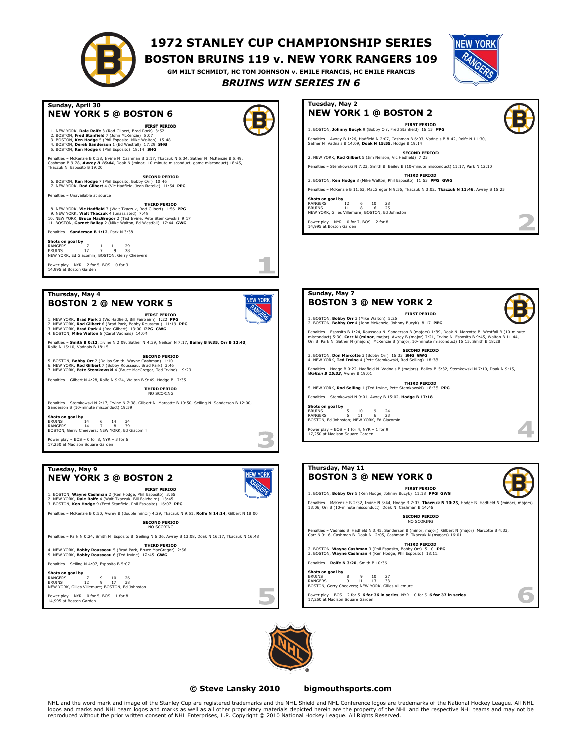# 1972 STANLEY CUP CHAMPIONSHIP SERIES

## BOSTON BRUINS 119 v. NEW YORK RANGERS 109

**GM MILT SCHMIDT, HC TOM JOHNSON v. EMILE FRANCIS, HC EMILE FRANCIS**

***BRUINS WIN SERIES IN 6***

---

### Sunday, April 30
## NEW YORK 5 @ BOSTON 6

**FIRST PERIOD**

1. NEW YORK, **Dale Rolfe** 3 (Rod Gilbert, Brad Park) 3:52
2. BOSTON, **Fred Stanfield** 7 (John McKenzie) 5:07
3. BOSTON, **Ken Hodge** 5 (Phil Esposito, Mike Walton) 15:48
4. BOSTON, **Derek Sanderson** 1 (Ed Westfall) 17:29 **SHG**
5. BOSTON, **Ken Hodge** 6 (Phil Esposito) 18:14 **SHG**

Penalties – McKenzie B 0:38, Irvine N Cashman B 3:17, Tkaczuk N 5:34, Sather N McKenzie B 5:49, Cashman B 9:28, ***Awrey B 16:44***, Doak N (minor, 10-minute misconduct, game misconduct) 18:45, Tkaczuk N Esposito B 19:20

**SECOND PERIOD**

6. BOSTON, **Ken Hodge** 7 (Phil Esposito, Bobby Orr) 10:46
7. NEW YORK, **Rod Gilbert** 4 (Vic Hadfield, Jean Ratelle) 11:54 **PPG**

Penalties – Unavailable at source

**THIRD PERIOD**

8. NEW YORK, **Vic Hadfield** 7 (Walt Tkaczuk, Rod Gilbert) 1:56 **PPG**
9. NEW YORK, **Walt Tkaczuk** 4 (unassisted) 7:48
10. NEW YORK, **Bruce MacGregor** 2 (Ted Irvine, Pete Stemkowski) 9:17
11. BOSTON, **Garnet Bailey** 2 (Mike Walton, Ed Westfall) 17:44 **GWG**

Penalties – **Sanderson B 1:12**, Park N 3:38

**Shots on goal by**

| | | | | |
|---|---|---|---|---|
| RANGERS | 7 | 11 | 11 | 29 |
| BRUINS | 12 | 7 | 9 | 28 |

NEW YORK, Ed Giacomin; BOSTON, Gerry Cheevers

Power play – NYR – 2 for 5, BOS – 0 for 3
14,995 at Boston Garden

---

### Tuesday, May 2
## NEW YORK 1 @ BOSTON 2

**FIRST PERIOD**

1. BOSTON, **Johnny Bucyk** 9 (Bobby Orr, Fred Stanfield) 16:15 **PPG**

Penalties – Awrey B 1:26, Hadfield N 2:07, Cashman B 6:03, Vadnais B 8:42, Rolfe N 11:30, Sather N Vadnais B 14:09, **Doak N 15:55**, Hodge B 19:14

**SECOND PERIOD**

2. NEW YORK, **Rod Gilbert** 5 (Jim Neilson, Vic Hadfield) 7:23

Penalties – Stemkowski N 7:23, Smith B Bailey B (10-minute misconduct) 11:17, Park N 12:10

**THIRD PERIOD**

3. BOSTON, **Ken Hodge** 8 (Mike Walton, Phil Esposito) 11:53 **PPG GWG**

Penalties – McKenzie B 11:53, MacGregor N 9:56, Tkaczuk N 3:02, **Tkaczuk N 11:46**, Awrey B 15:25

**Shots on goal by**

| | | | | |
|---|---|---|---|---|
| RANGERS | 12 | 6 | 10 | 28 |
| BRUINS | 11 | 8 | 6 | 25 |

NEW YORK, Gilles Villemure; BOSTON, Ed Johnston

Power play – NYR – 0 for 7, BOS – 2 for 8
14,995 at Boston Garden

---

### Thursday, May 4
## BOSTON 2 @ NEW YORK 5

**FIRST PERIOD**

1. NEW YORK, **Brad Park** 3 (Vic Hadfield, Bill Fairbairn) 1:22 **PPG**
2. NEW YORK, **Rod Gilbert** 6 (Brad Park, Bobby Rousseau) 11:19 **PPG**
3. NEW YORK, **Brad Park** 4 (Rod Gilbert) 13:00 **PPG GWG**
4. BOSTON, **Mike Walton** 6 (Carol Vadnais) 14:04

Penalties – **Smith B 0:12**, Irvine N 2:09, Sather N 4:39, Neilson N 7:17, **Bailey B 9:35**, **Orr B 12:43**, Rolfe N 15:10, Vadnais B 18:15

**SECOND PERIOD**

5. BOSTON, **Bobby Orr** 2 (Dallas Smith, Wayne Cashman) 1:10
6. NEW YORK, **Rod Gilbert** 7 (Bobby Rousseau, Brad Park) 3:46
7. NEW YORK, **Pete Stemkowski** 4 (Bruce MacGregor, Ted Irvine) 19:23

Penalties – Gilbert N 4:28, Rolfe N 9:24, Walton B 9:49, Hodge B 17:35

**THIRD PERIOD**
NO SCORING

Penalties – Stemkowski N 2:17, Irvine N 7:38, Gilbert N Marcotte B 10:50, Seiling N Sanderson B 12:00, Sanderson B (10-minute misconduct) 19:59

**Shots on goal by**

| | | | | |
|---|---|---|---|---|
| BRUINS | 14 | 6 | 14 | 34 |
| RANGERS | 14 | 17 | 8 | 39 |

BOSTON, Gerry Cheevers; NEW YORK, Ed Giacomin

Power play – BOS – 0 for 8, NYR – 3 for 6
17,250 at Madison Square Garden

---

### Sunday, May 7
## BOSTON 3 @ NEW YORK 2

**FIRST PERIOD**

1. BOSTON, **Bobby Orr** 3 (Mike Walton) 5:26
2. BOSTON, **Bobby Orr** 4 (John McKenzie, Johnny Bucyk) 8:17 **PPG**

Penalties – Esposito B 1:24, Rousseau N Sanderson B (majors) 1:39, Doak N Marcotte B Westfall B (10-minute misconduct) 5:30, **Carr N (minor**, major) Awrey B (major) 7:21, Irvine N Esposito B 9:45, Walton B 11:44, Orr B Park N Sather N (majors) McKenzie B (major, 10-minute misconduct) 16:15, Smith B 18:28

**SECOND PERIOD**

3. BOSTON, **Don Marcotte** 3 (Bobby Orr) 16:33 **SHG GWG**
4. NEW YORK, **Ted Irvine** 4 (Pete Stemkowski, Rod Seiling) 18:38

Penalties – Hodge B 0:22, Hadfield N Vadnais B (majors) Bailey B 5:32, Stemkowski N 7:10, Doak N 9:15, ***Walton B 15:33***, Awrey B 19:01

**THIRD PERIOD**

5. NEW YORK, **Rod Seiling** 1 (Ted Irvine, Pete Stemkowski) 18:35 **PPG**

Penalties – Stemkowski N 9:01, Awrey B 15:02, **Hodge B 17:18**

**Shots on goal by**

| | | | | |
|---|---|---|---|---|
| BRUINS | 5 | 10 | 9 | 24 |
| RANGERS | 6 | 11 | 6 | 23 |

BOSTON, Ed Johnston; NEW YORK, Ed Giacomin

Power play – BOS – 1 for 4, NYR – 1 for 9
17,250 at Madison Square Garden

---

### Tuesday, May 9
## NEW YORK 3 @ BOSTON 2

**FIRST PERIOD**

1. BOSTON, **Wayne Cashman** 2 (Ken Hodge, Phil Esposito) 3:55
2. NEW YORK, **Dale Rolfe** 4 (Walt Tkaczuk, Bill Fairbairn) 13:45
3. BOSTON, **Ken Hodge** 9 (Fred Stanfield, Phil Esposito) 16:07 **PPG**

Penalties – McKenzie B 0:50, Awrey B (double minor) 4:29, Tkaczuk N 9:51, **Rolfe N 14:14**, Gilbert N 18:00

**SECOND PERIOD**
NO SCORING

Penalties – Park N 0:24, Smith B Esposito B Seiling N 6:36, Awrey B 13:08, Doak N 16:17, Tkaczuk N 16:48

**THIRD PERIOD**

4. NEW YORK, **Bobby Rousseau** 5 (Brad Park, Bruce MacGregor) 2:56
5. NEW YORK, **Bobby Rousseau** 6 (Ted Irvine) 12:45 **GWG**

Penalties – Seiling N 4:07, Esposito B 5:07

**Shots on goal by**

| | | | | |
|---|---|---|---|---|
| RANGERS | 7 | 9 | 10 | 26 |
| BRUINS | 12 | 9 | 17 | 38 |

NEW YORK, Gilles Villemure; BOSTON, Ed Johnston

Power play – NYR – 0 for 5, BOS – 1 for 8
14,995 at Boston Garden

---

### Thursday, May 11
## BOSTON 3 @ NEW YORK 0

**FIRST PERIOD**

1. BOSTON, **Bobby Orr** 5 (Ken Hodge, Johnny Bucyk) 11:18 **PPG GWG**

Penalties – McKenzie B 2:32, Irvine N 5:44, Hodge B 7:07, **Tkaczuk N 10:25**, Hodge B Hadfield N (minors, majors) 13:06, Orr B (10-minute misconduct) Doak N Cashman B 14:46

**SECOND PERIOD**
NO SCORING

Penalties – Vadnais B Hadfield N 3:45, Sanderson B (minor, major) Gilbert N (major) Marcotte B 4:33, Carr N 9:16, Cashman B Doak N 12:05, Esposito B Tkaczuk N (majors) 16:01

**THIRD PERIOD**

2. BOSTON, **Wayne Cashman** 3 (Phil Esposito, Bobby Orr) 5:10 **PPG**
3. BOSTON, **Wayne Cashman** 4 (Ken Hodge, Phil Esposito) 18:11

Penalties – **Rolfe N 3:20**, Smith B 10:36

**Shots on goal by**

| | | | | |
|---|---|---|---|---|
| BRUINS | 8 | 9 | 10 | 27 |
| RANGERS | 9 | 11 | 13 | 33 |

BOSTON, Gerry Cheevers; NEW YORK, Gilles Villemure

Power play – BOS – 2 for 5 **6 for 36 in series**, NYR – 0 for 5 **6 for 37 in series**
17,250 at Madison Square Garden

---

**© Steve Lansky 2010** **bigmouthsports.com**

NHL and the word mark and image of the Stanley Cup are registered trademarks and the NHL Shield and NHL Conference logos are trademarks of the National Hockey League. All NHL logos and marks and NHL team logos and marks as well as all other proprietary materials depicted herein are the property of the NHL and the respective NHL teams and may not be reproduced without the prior written consent of NHL Enterprises, L.P. Copyright © 2010 National Hockey League. All Rights Reserved.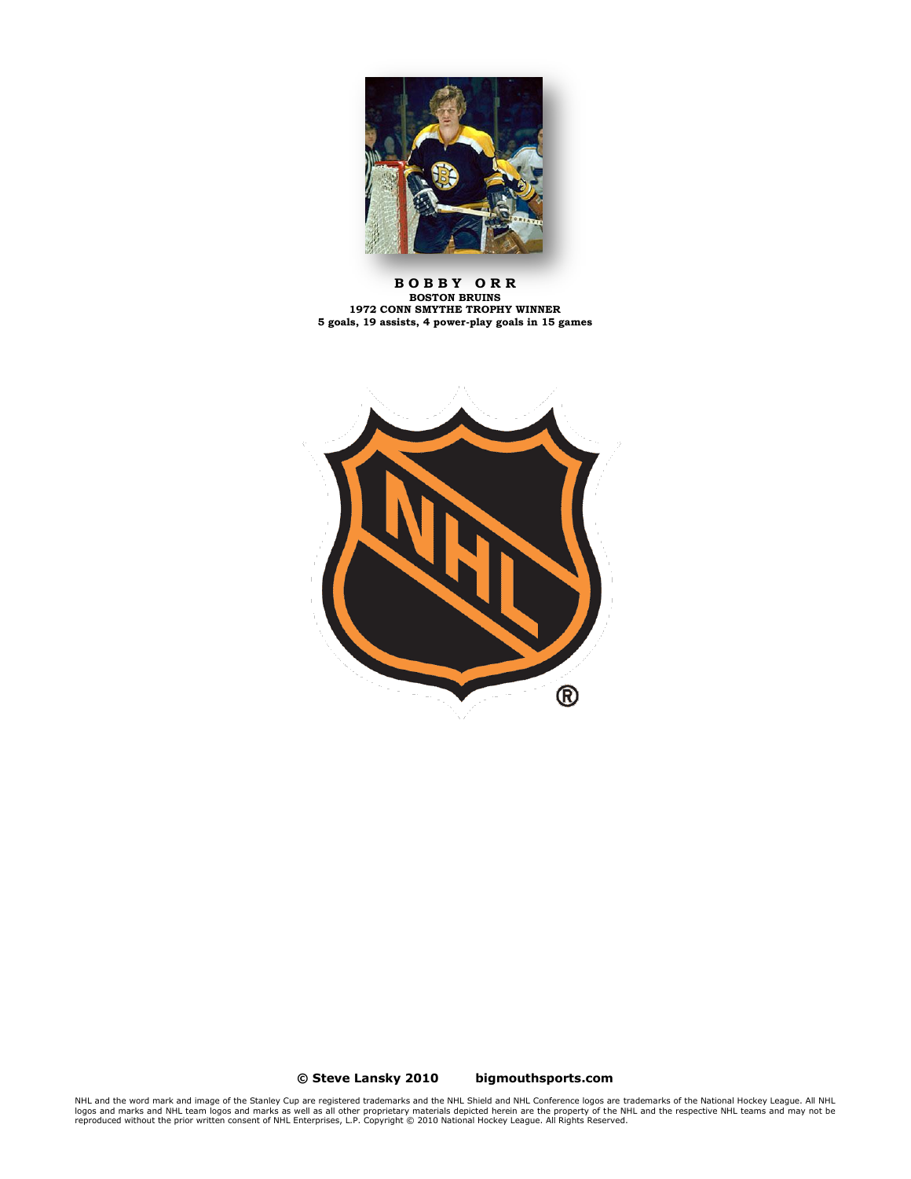**B O B B Y   O R R**
**BOSTON BRUINS**
**1972 CONN SMYTHE TROPHY WINNER**
**5 goals, 19 assists, 4 power-play goals in 15 games**

**© Steve Lansky 2010        bigmouthsports.com**

NHL and the word mark and image of the Stanley Cup are registered trademarks and the NHL Shield and NHL Conference logos are trademarks of the National Hockey League. All NHL logos and marks and NHL team logos and marks as well as all other proprietary materials depicted herein are the property of the NHL and the respective NHL teams and may not be reproduced without the prior written consent of NHL Enterprises, L.P. Copyright © 2010 National Hockey League. All Rights Reserved.